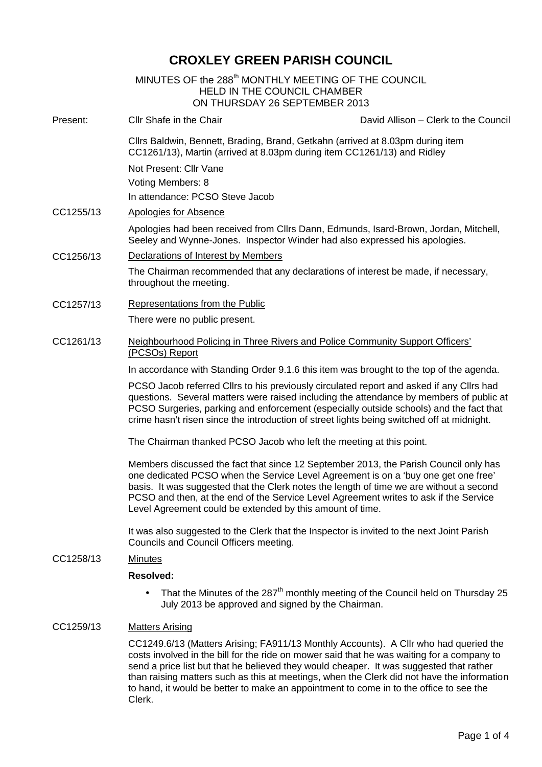# CROXLEY GREEN PARISH COUNCIL

MINUTES OF the 288th MONTHLY MEETING OF THE COUNCIL
HELD IN THE COUNCIL CHAMBER
ON THURSDAY 26 SEPTEMBER 2013

Present: Cllr Shafe in the Chair — David Allison – Clerk to the Council

Cllrs Baldwin, Bennett, Brading, Brand, Getkahn (arrived at 8.03pm during item CC1261/13), Martin (arrived at 8.03pm during item CC1261/13) and Ridley

Not Present: Cllr Vane

Voting Members: 8

In attendance: PCSO Steve Jacob

**CC1255/13** Apologies for Absence

Apologies had been received from Cllrs Dann, Edmunds, Isard-Brown, Jordan, Mitchell, Seeley and Wynne-Jones. Inspector Winder had also expressed his apologies.

**CC1256/13** Declarations of Interest by Members

The Chairman recommended that any declarations of interest be made, if necessary, throughout the meeting.

**CC1257/13** Representations from the Public

There were no public present.

**CC1261/13** Neighbourhood Policing in Three Rivers and Police Community Support Officers' (PCSOs) Report

In accordance with Standing Order 9.1.6 this item was brought to the top of the agenda.

PCSO Jacob referred Cllrs to his previously circulated report and asked if any Cllrs had questions. Several matters were raised including the attendance by members of public at PCSO Surgeries, parking and enforcement (especially outside schools) and the fact that crime hasn't risen since the introduction of street lights being switched off at midnight.

The Chairman thanked PCSO Jacob who left the meeting at this point.

Members discussed the fact that since 12 September 2013, the Parish Council only has one dedicated PCSO when the Service Level Agreement is on a 'buy one get one free' basis. It was suggested that the Clerk notes the length of time we are without a second PCSO and then, at the end of the Service Level Agreement writes to ask if the Service Level Agreement could be extended by this amount of time.

It was also suggested to the Clerk that the Inspector is invited to the next Joint Parish Councils and Council Officers meeting.

**CC1258/13** Minutes

**Resolved:**

- That the Minutes of the 287th monthly meeting of the Council held on Thursday 25 July 2013 be approved and signed by the Chairman.

**CC1259/13** Matters Arising

CC1249.6/13 (Matters Arising; FA911/13 Monthly Accounts). A Cllr who had queried the costs involved in the bill for the ride on mower said that he was waiting for a company to send a price list but that he believed they would cheaper. It was suggested that rather than raising matters such as this at meetings, when the Clerk did not have the information to hand, it would be better to make an appointment to come in to the office to see the Clerk.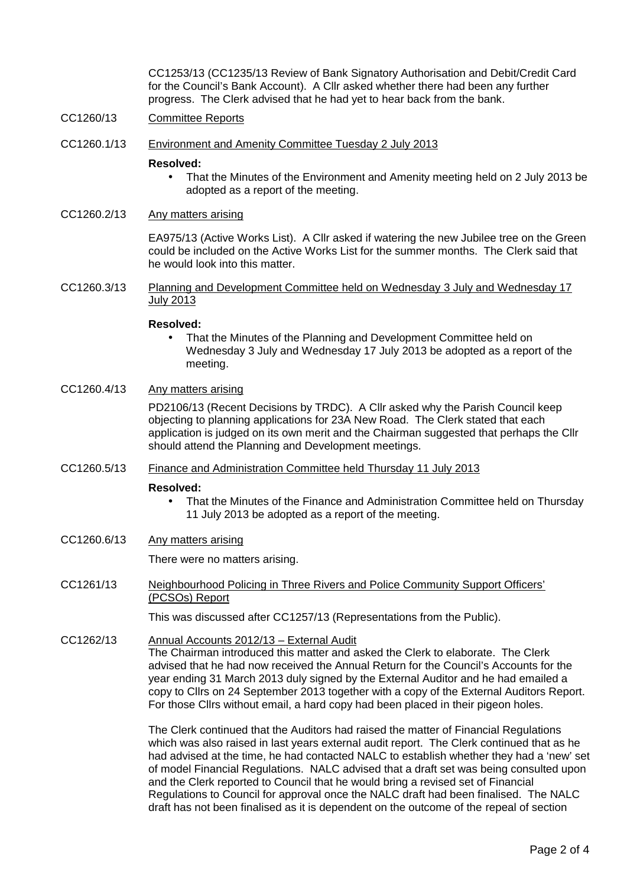CC1253/13 (CC1235/13 Review of Bank Signatory Authorisation and Debit/Credit Card for the Council's Bank Account). A Cllr asked whether there had been any further progress. The Clerk advised that he had yet to hear back from the bank.

CC1260/13 Committee Reports

CC1260.1/13 Environment and Amenity Committee Tuesday 2 July 2013

**Resolved:**

- That the Minutes of the Environment and Amenity meeting held on 2 July 2013 be adopted as a report of the meeting.

CC1260.2/13 Any matters arising

EA975/13 (Active Works List). A Cllr asked if watering the new Jubilee tree on the Green could be included on the Active Works List for the summer months. The Clerk said that he would look into this matter.

CC1260.3/13 Planning and Development Committee held on Wednesday 3 July and Wednesday 17 July 2013

**Resolved:**

- That the Minutes of the Planning and Development Committee held on Wednesday 3 July and Wednesday 17 July 2013 be adopted as a report of the meeting.

CC1260.4/13 Any matters arising

PD2106/13 (Recent Decisions by TRDC). A Cllr asked why the Parish Council keep objecting to planning applications for 23A New Road. The Clerk stated that each application is judged on its own merit and the Chairman suggested that perhaps the Cllr should attend the Planning and Development meetings.

CC1260.5/13 Finance and Administration Committee held Thursday 11 July 2013

**Resolved:**

- That the Minutes of the Finance and Administration Committee held on Thursday 11 July 2013 be adopted as a report of the meeting.

CC1260.6/13 Any matters arising

There were no matters arising.

CC1261/13 Neighbourhood Policing in Three Rivers and Police Community Support Officers' (PCSOs) Report

This was discussed after CC1257/13 (Representations from the Public).

CC1262/13 Annual Accounts 2012/13 – External Audit

The Chairman introduced this matter and asked the Clerk to elaborate. The Clerk advised that he had now received the Annual Return for the Council's Accounts for the year ending 31 March 2013 duly signed by the External Auditor and he had emailed a copy to Cllrs on 24 September 2013 together with a copy of the External Auditors Report. For those Cllrs without email, a hard copy had been placed in their pigeon holes.

The Clerk continued that the Auditors had raised the matter of Financial Regulations which was also raised in last years external audit report. The Clerk continued that as he had advised at the time, he had contacted NALC to establish whether they had a 'new' set of model Financial Regulations. NALC advised that a draft set was being consulted upon and the Clerk reported to Council that he would bring a revised set of Financial Regulations to Council for approval once the NALC draft had been finalised. The NALC draft has not been finalised as it is dependent on the outcome of the repeal of section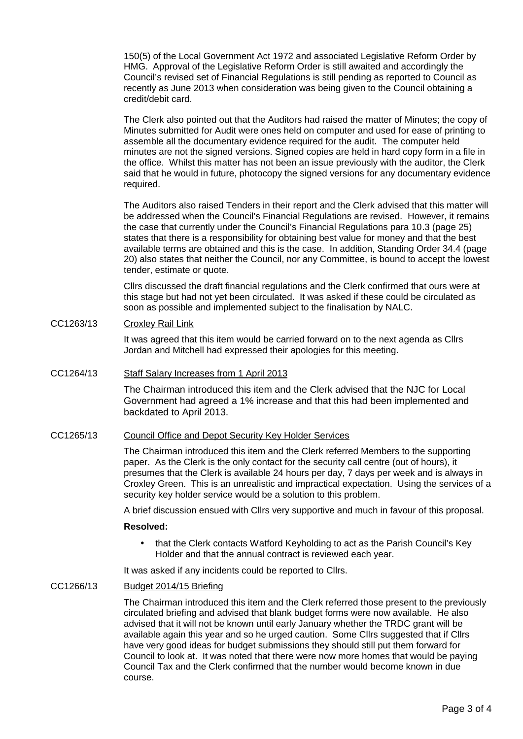150(5) of the Local Government Act 1972 and associated Legislative Reform Order by HMG. Approval of the Legislative Reform Order is still awaited and accordingly the Council's revised set of Financial Regulations is still pending as reported to Council as recently as June 2013 when consideration was being given to the Council obtaining a credit/debit card.

The Clerk also pointed out that the Auditors had raised the matter of Minutes; the copy of Minutes submitted for Audit were ones held on computer and used for ease of printing to assemble all the documentary evidence required for the audit. The computer held minutes are not the signed versions. Signed copies are held in hard copy form in a file in the office. Whilst this matter has not been an issue previously with the auditor, the Clerk said that he would in future, photocopy the signed versions for any documentary evidence required.

The Auditors also raised Tenders in their report and the Clerk advised that this matter will be addressed when the Council's Financial Regulations are revised. However, it remains the case that currently under the Council's Financial Regulations para 10.3 (page 25) states that there is a responsibility for obtaining best value for money and that the best available terms are obtained and this is the case. In addition, Standing Order 34.4 (page 20) also states that neither the Council, nor any Committee, is bound to accept the lowest tender, estimate or quote.

Cllrs discussed the draft financial regulations and the Clerk confirmed that ours were at this stage but had not yet been circulated. It was asked if these could be circulated as soon as possible and implemented subject to the finalisation by NALC.

CC1263/13 Croxley Rail Link

It was agreed that this item would be carried forward on to the next agenda as Cllrs Jordan and Mitchell had expressed their apologies for this meeting.

CC1264/13 Staff Salary Increases from 1 April 2013

The Chairman introduced this item and the Clerk advised that the NJC for Local Government had agreed a 1% increase and that this had been implemented and backdated to April 2013.

CC1265/13 Council Office and Depot Security Key Holder Services

The Chairman introduced this item and the Clerk referred Members to the supporting paper. As the Clerk is the only contact for the security call centre (out of hours), it presumes that the Clerk is available 24 hours per day, 7 days per week and is always in Croxley Green. This is an unrealistic and impractical expectation. Using the services of a security key holder service would be a solution to this problem.

A brief discussion ensued with Cllrs very supportive and much in favour of this proposal.

**Resolved:**

- that the Clerk contacts Watford Keyholding to act as the Parish Council's Key Holder and that the annual contract is reviewed each year.

It was asked if any incidents could be reported to Cllrs.

CC1266/13 Budget 2014/15 Briefing

The Chairman introduced this item and the Clerk referred those present to the previously circulated briefing and advised that blank budget forms were now available. He also advised that it will not be known until early January whether the TRDC grant will be available again this year and so he urged caution. Some Cllrs suggested that if Cllrs have very good ideas for budget submissions they should still put them forward for Council to look at. It was noted that there were now more homes that would be paying Council Tax and the Clerk confirmed that the number would become known in due course.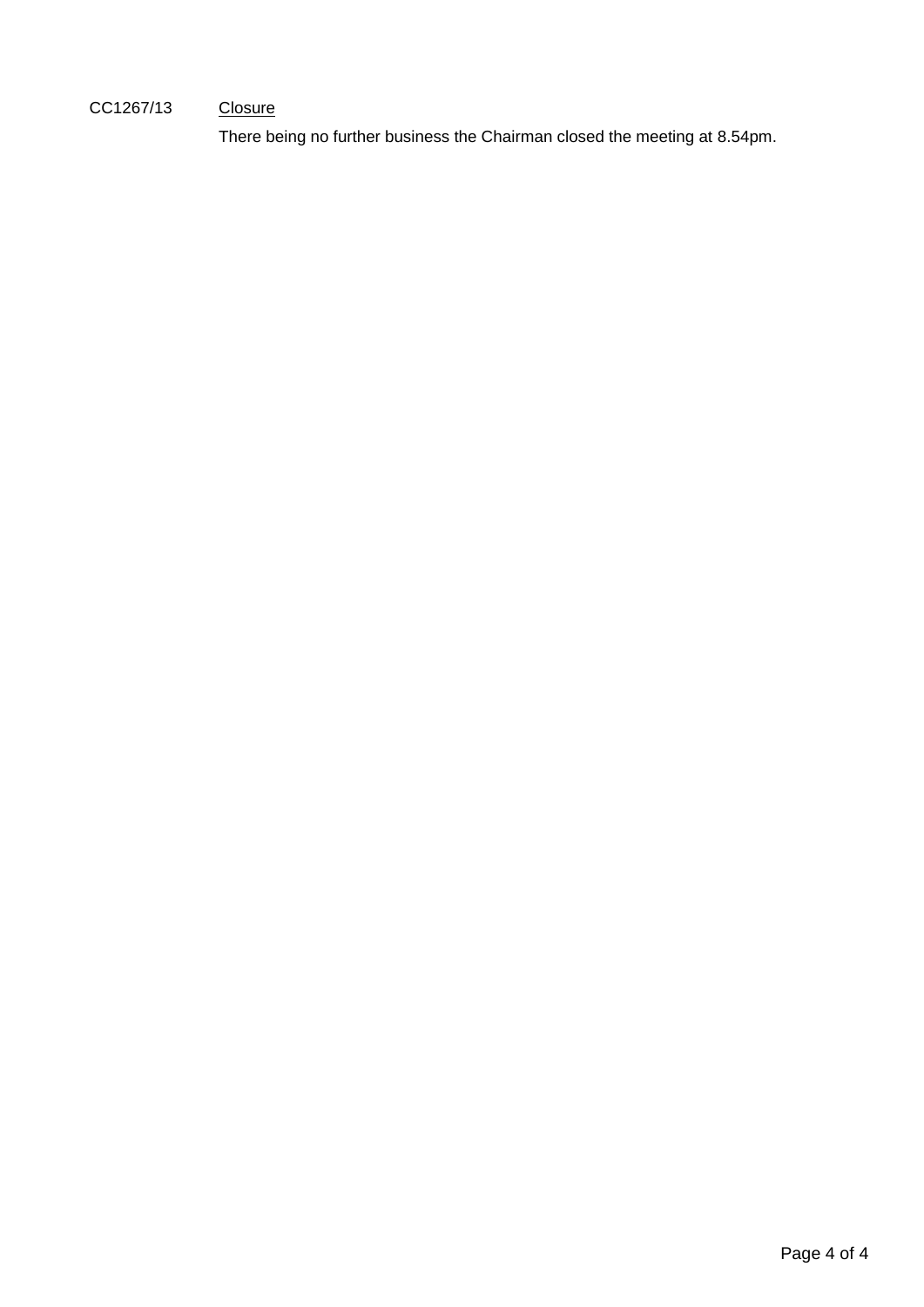CC1267/13 Closure

There being no further business the Chairman closed the meeting at 8.54pm.